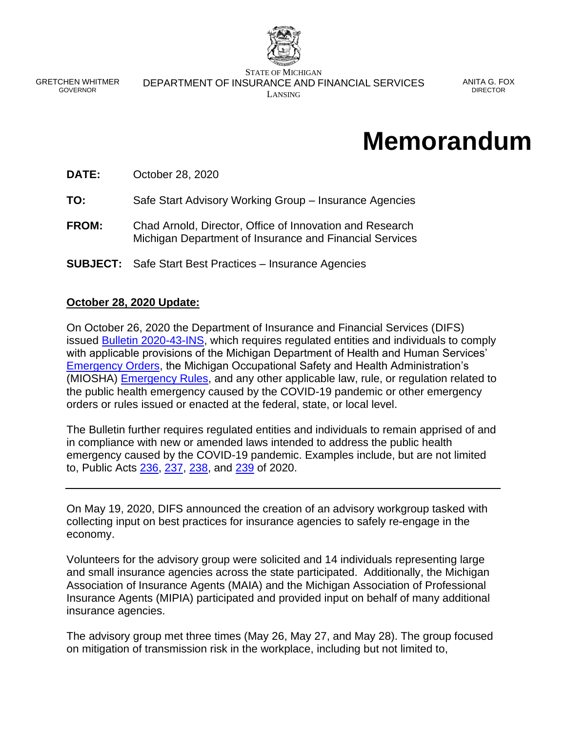STATE OF MICHIGAN
DEPARTMENT OF INSURANCE AND FINANCIAL SERVICES
LANSING

GRETCHEN WHITMER
GOVERNOR

ANITA G. FOX
DIRECTOR

# Memorandum

**DATE:** October 28, 2020

**TO:** Safe Start Advisory Working Group – Insurance Agencies

**FROM:** Chad Arnold, Director, Office of Innovation and Research
Michigan Department of Insurance and Financial Services

**SUBJECT:** Safe Start Best Practices – Insurance Agencies

**October 28, 2020 Update:**

On October 26, 2020 the Department of Insurance and Financial Services (DIFS) issued Bulletin 2020-43-INS, which requires regulated entities and individuals to comply with applicable provisions of the Michigan Department of Health and Human Services' Emergency Orders, the Michigan Occupational Safety and Health Administration's (MIOSHA) Emergency Rules, and any other applicable law, rule, or regulation related to the public health emergency caused by the COVID-19 pandemic or other emergency orders or rules issued or enacted at the federal, state, or local level.

The Bulletin further requires regulated entities and individuals to remain apprised of and in compliance with new or amended laws intended to address the public health emergency caused by the COVID-19 pandemic. Examples include, but are not limited to, Public Acts 236, 237, 238, and 239 of 2020.

---

On May 19, 2020, DIFS announced the creation of an advisory workgroup tasked with collecting input on best practices for insurance agencies to safely re-engage in the economy.

Volunteers for the advisory group were solicited and 14 individuals representing large and small insurance agencies across the state participated. Additionally, the Michigan Association of Insurance Agents (MAIA) and the Michigan Association of Professional Insurance Agents (MIPIA) participated and provided input on behalf of many additional insurance agencies.

The advisory group met three times (May 26, May 27, and May 28). The group focused on mitigation of transmission risk in the workplace, including but not limited to,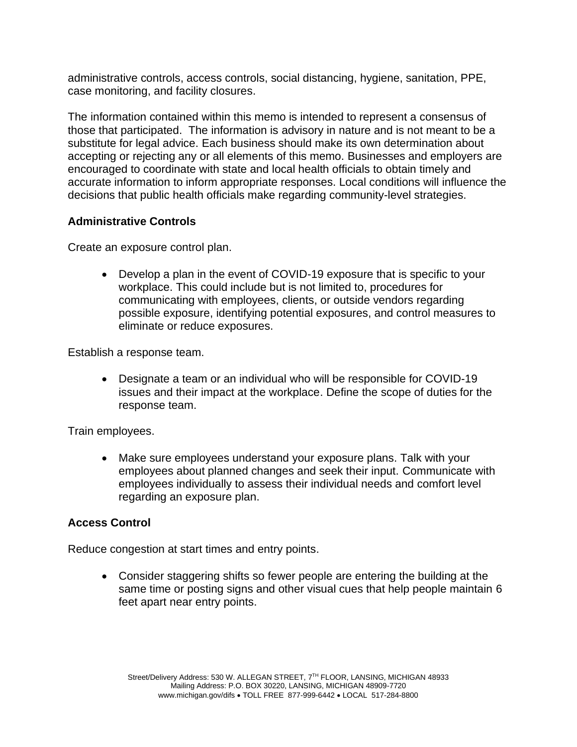administrative controls, access controls, social distancing, hygiene, sanitation, PPE, case monitoring, and facility closures.

The information contained within this memo is intended to represent a consensus of those that participated. The information is advisory in nature and is not meant to be a substitute for legal advice. Each business should make its own determination about accepting or rejecting any or all elements of this memo. Businesses and employers are encouraged to coordinate with state and local health officials to obtain timely and accurate information to inform appropriate responses. Local conditions will influence the decisions that public health officials make regarding community-level strategies.

**Administrative Controls**

Create an exposure control plan.

- Develop a plan in the event of COVID-19 exposure that is specific to your workplace. This could include but is not limited to, procedures for communicating with employees, clients, or outside vendors regarding possible exposure, identifying potential exposures, and control measures to eliminate or reduce exposures.

Establish a response team.

- Designate a team or an individual who will be responsible for COVID-19 issues and their impact at the workplace. Define the scope of duties for the response team.

Train employees.

- Make sure employees understand your exposure plans. Talk with your employees about planned changes and seek their input. Communicate with employees individually to assess their individual needs and comfort level regarding an exposure plan.

**Access Control**

Reduce congestion at start times and entry points.

- Consider staggering shifts so fewer people are entering the building at the same time or posting signs and other visual cues that help people maintain 6 feet apart near entry points.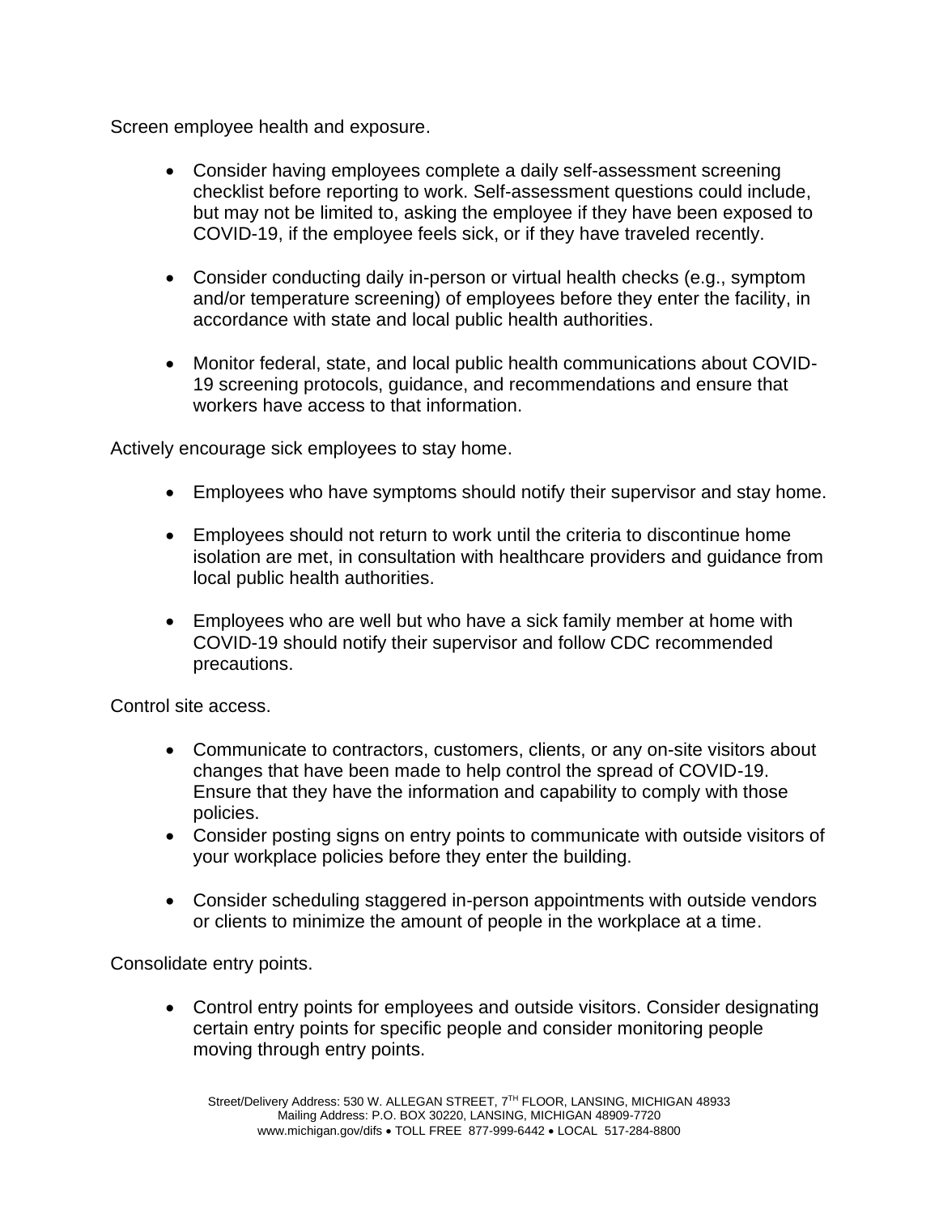Screen employee health and exposure.

- Consider having employees complete a daily self-assessment screening checklist before reporting to work. Self-assessment questions could include, but may not be limited to, asking the employee if they have been exposed to COVID-19, if the employee feels sick, or if they have traveled recently.

- Consider conducting daily in-person or virtual health checks (e.g., symptom and/or temperature screening) of employees before they enter the facility, in accordance with state and local public health authorities.

- Monitor federal, state, and local public health communications about COVID-19 screening protocols, guidance, and recommendations and ensure that workers have access to that information.

Actively encourage sick employees to stay home.

- Employees who have symptoms should notify their supervisor and stay home.

- Employees should not return to work until the criteria to discontinue home isolation are met, in consultation with healthcare providers and guidance from local public health authorities.

- Employees who are well but who have a sick family member at home with COVID-19 should notify their supervisor and follow CDC recommended precautions.

Control site access.

- Communicate to contractors, customers, clients, or any on-site visitors about changes that have been made to help control the spread of COVID-19. Ensure that they have the information and capability to comply with those policies.
- Consider posting signs on entry points to communicate with outside visitors of your workplace policies before they enter the building.

- Consider scheduling staggered in-person appointments with outside vendors or clients to minimize the amount of people in the workplace at a time.

Consolidate entry points.

- Control entry points for employees and outside visitors. Consider designating certain entry points for specific people and consider monitoring people moving through entry points.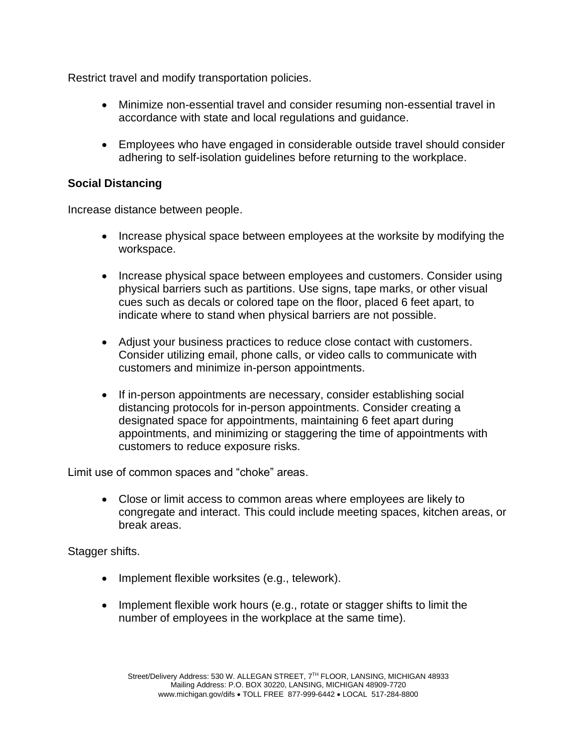Restrict travel and modify transportation policies.

- Minimize non-essential travel and consider resuming non-essential travel in accordance with state and local regulations and guidance.
- Employees who have engaged in considerable outside travel should consider adhering to self-isolation guidelines before returning to the workplace.

**Social Distancing**

Increase distance between people.

- Increase physical space between employees at the worksite by modifying the workspace.
- Increase physical space between employees and customers. Consider using physical barriers such as partitions. Use signs, tape marks, or other visual cues such as decals or colored tape on the floor, placed 6 feet apart, to indicate where to stand when physical barriers are not possible.
- Adjust your business practices to reduce close contact with customers. Consider utilizing email, phone calls, or video calls to communicate with customers and minimize in-person appointments.
- If in-person appointments are necessary, consider establishing social distancing protocols for in-person appointments. Consider creating a designated space for appointments, maintaining 6 feet apart during appointments, and minimizing or staggering the time of appointments with customers to reduce exposure risks.

Limit use of common spaces and "choke" areas.

- Close or limit access to common areas where employees are likely to congregate and interact. This could include meeting spaces, kitchen areas, or break areas.

Stagger shifts.

- Implement flexible worksites (e.g., telework).
- Implement flexible work hours (e.g., rotate or stagger shifts to limit the number of employees in the workplace at the same time).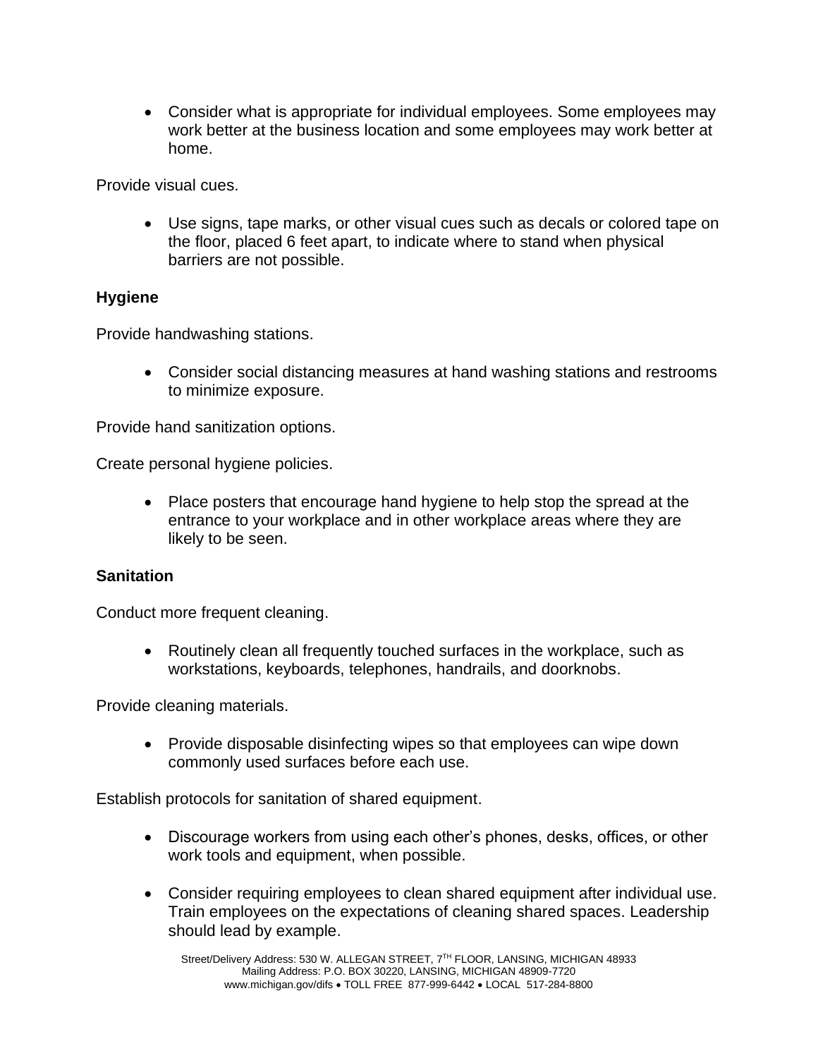- Consider what is appropriate for individual employees. Some employees may work better at the business location and some employees may work better at home.

Provide visual cues.

- Use signs, tape marks, or other visual cues such as decals or colored tape on the floor, placed 6 feet apart, to indicate where to stand when physical barriers are not possible.

**Hygiene**

Provide handwashing stations.

- Consider social distancing measures at hand washing stations and restrooms to minimize exposure.

Provide hand sanitization options.

Create personal hygiene policies.

- Place posters that encourage hand hygiene to help stop the spread at the entrance to your workplace and in other workplace areas where they are likely to be seen.

**Sanitation**

Conduct more frequent cleaning.

- Routinely clean all frequently touched surfaces in the workplace, such as workstations, keyboards, telephones, handrails, and doorknobs.

Provide cleaning materials.

- Provide disposable disinfecting wipes so that employees can wipe down commonly used surfaces before each use.

Establish protocols for sanitation of shared equipment.

- Discourage workers from using each other's phones, desks, offices, or other work tools and equipment, when possible.
- Consider requiring employees to clean shared equipment after individual use. Train employees on the expectations of cleaning shared spaces. Leadership should lead by example.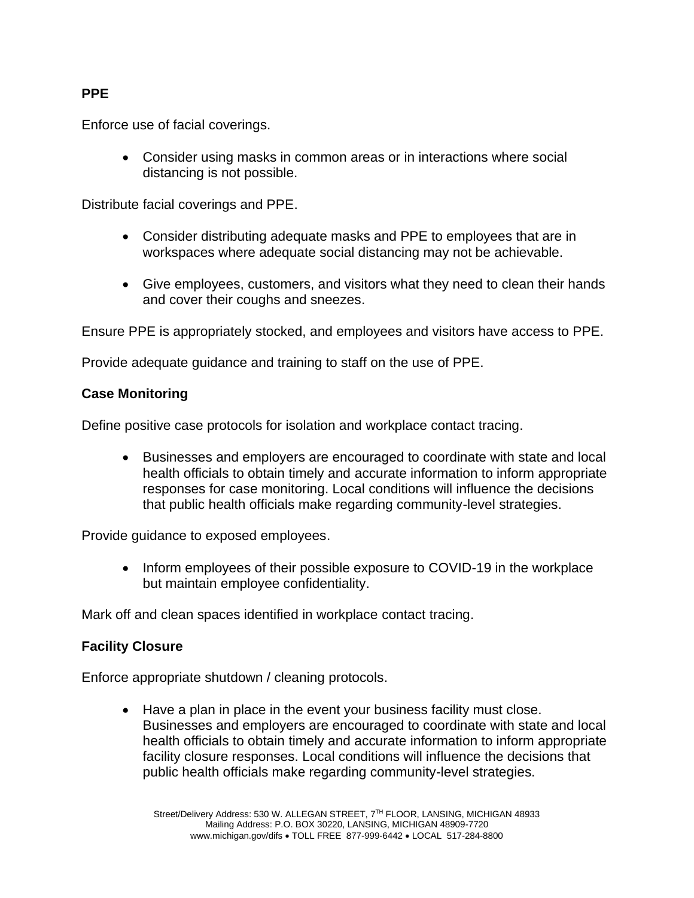**PPE**

Enforce use of facial coverings.

- Consider using masks in common areas or in interactions where social distancing is not possible.

Distribute facial coverings and PPE.

- Consider distributing adequate masks and PPE to employees that are in workspaces where adequate social distancing may not be achievable.

- Give employees, customers, and visitors what they need to clean their hands and cover their coughs and sneezes.

Ensure PPE is appropriately stocked, and employees and visitors have access to PPE.

Provide adequate guidance and training to staff on the use of PPE.

**Case Monitoring**

Define positive case protocols for isolation and workplace contact tracing.

- Businesses and employers are encouraged to coordinate with state and local health officials to obtain timely and accurate information to inform appropriate responses for case monitoring. Local conditions will influence the decisions that public health officials make regarding community-level strategies.

Provide guidance to exposed employees.

- Inform employees of their possible exposure to COVID-19 in the workplace but maintain employee confidentiality.

Mark off and clean spaces identified in workplace contact tracing.

**Facility Closure**

Enforce appropriate shutdown / cleaning protocols.

- Have a plan in place in the event your business facility must close. Businesses and employers are encouraged to coordinate with state and local health officials to obtain timely and accurate information to inform appropriate facility closure responses. Local conditions will influence the decisions that public health officials make regarding community-level strategies.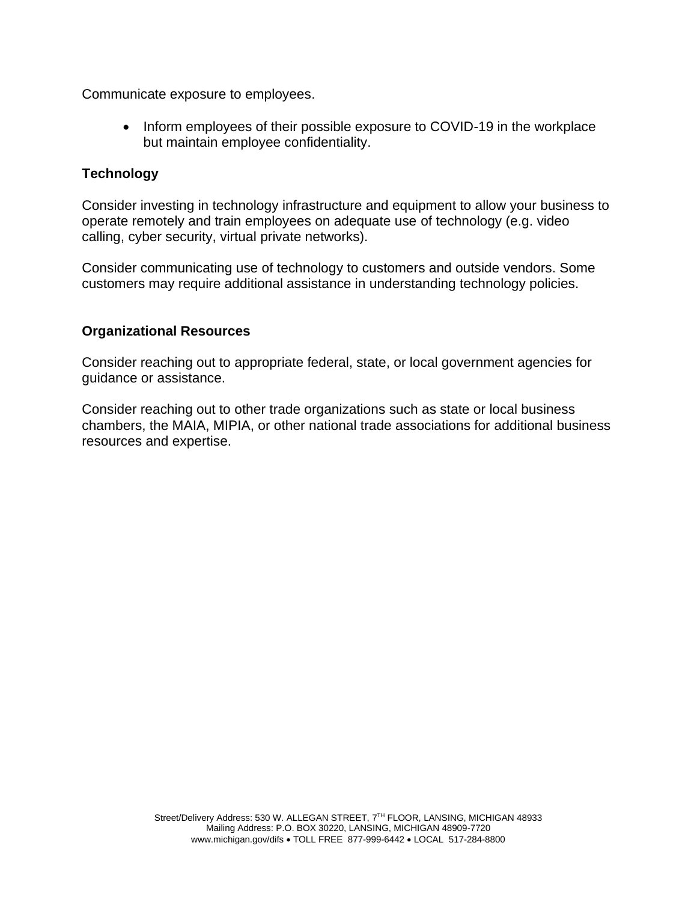Communicate exposure to employees.

- Inform employees of their possible exposure to COVID-19 in the workplace but maintain employee confidentiality.

**Technology**

Consider investing in technology infrastructure and equipment to allow your business to operate remotely and train employees on adequate use of technology (e.g. video calling, cyber security, virtual private networks).

Consider communicating use of technology to customers and outside vendors. Some customers may require additional assistance in understanding technology policies.

**Organizational Resources**

Consider reaching out to appropriate federal, state, or local government agencies for guidance or assistance.

Consider reaching out to other trade organizations such as state or local business chambers, the MAIA, MIPIA, or other national trade associations for additional business resources and expertise.